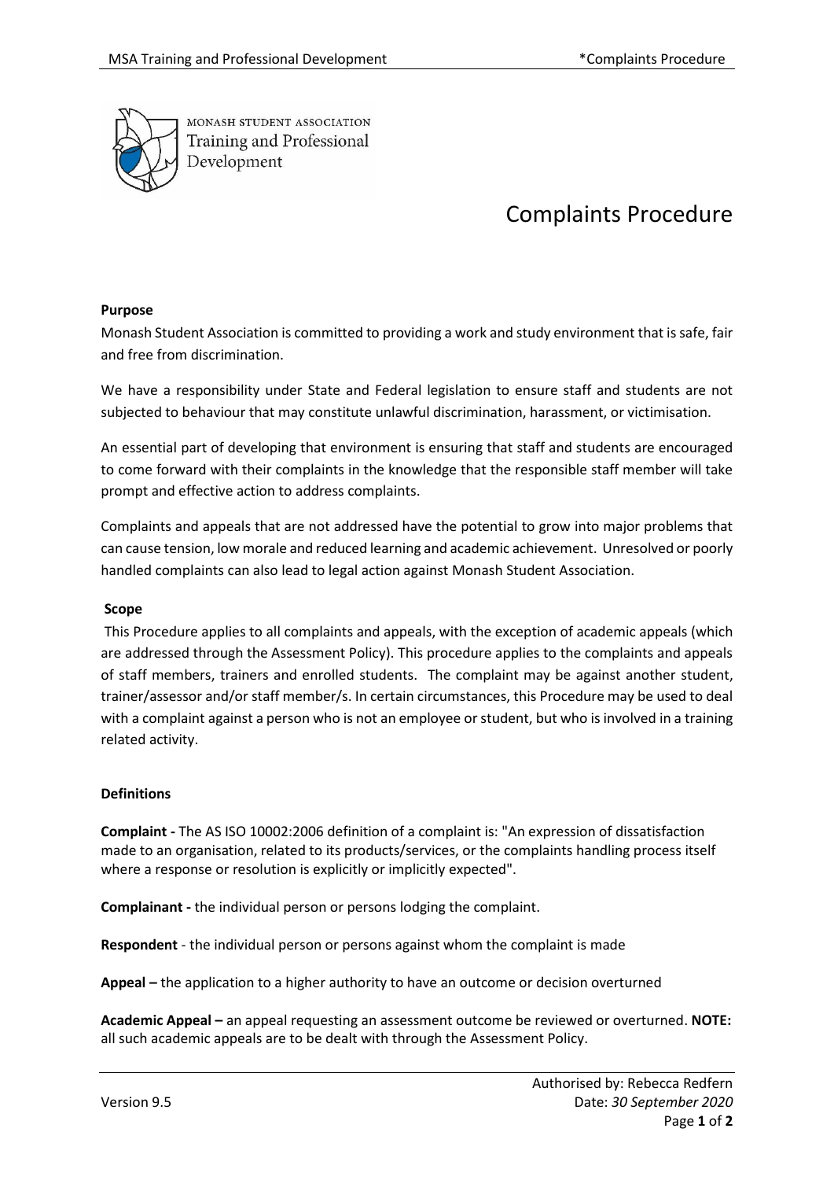MONASH STUDENT ASSOCIATION
Training and Professional Development

# Complaints Procedure

**Purpose**

Monash Student Association is committed to providing a work and study environment that is safe, fair and free from discrimination.

We have a responsibility under State and Federal legislation to ensure staff and students are not subjected to behaviour that may constitute unlawful discrimination, harassment, or victimisation.

An essential part of developing that environment is ensuring that staff and students are encouraged to come forward with their complaints in the knowledge that the responsible staff member will take prompt and effective action to address complaints.

Complaints and appeals that are not addressed have the potential to grow into major problems that can cause tension, low morale and reduced learning and academic achievement. Unresolved or poorly handled complaints can also lead to legal action against Monash Student Association.

**Scope**

This Procedure applies to all complaints and appeals, with the exception of academic appeals (which are addressed through the Assessment Policy). This procedure applies to the complaints and appeals of staff members, trainers and enrolled students. The complaint may be against another student, trainer/assessor and/or staff member/s. In certain circumstances, this Procedure may be used to deal with a complaint against a person who is not an employee or student, but who is involved in a training related activity.

**Definitions**

**Complaint -** The AS ISO 10002:2006 definition of a complaint is: "An expression of dissatisfaction made to an organisation, related to its products/services, or the complaints handling process itself where a response or resolution is explicitly or implicitly expected".

**Complainant -** the individual person or persons lodging the complaint.

**Respondent** - the individual person or persons against whom the complaint is made

**Appeal –** the application to a higher authority to have an outcome or decision overturned

**Academic Appeal –** an appeal requesting an assessment outcome be reviewed or overturned. **NOTE:** all such academic appeals are to be dealt with through the Assessment Policy.

Authorised by: Rebecca Redfern

Version 9.5

Date: *30 September 2020*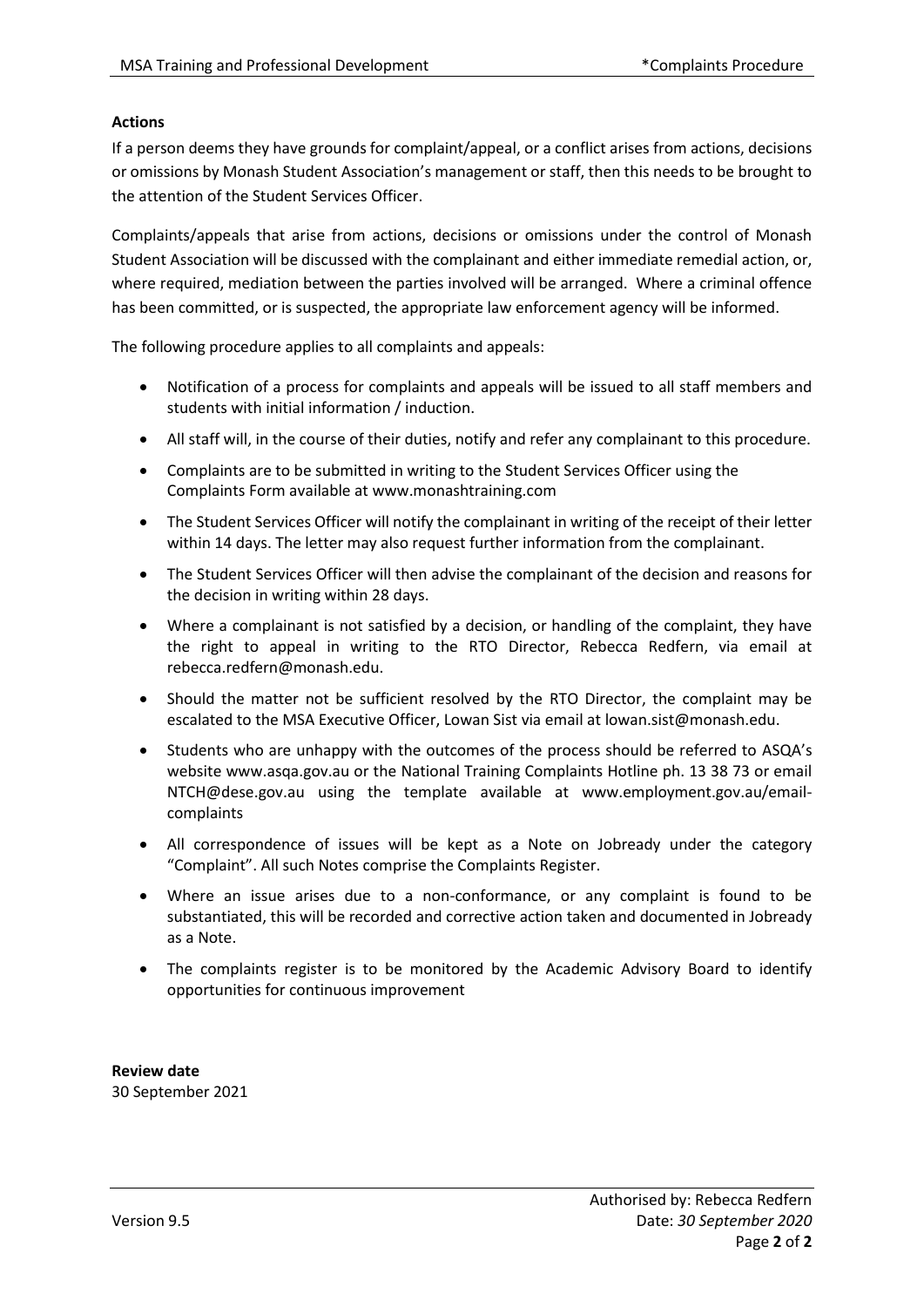**Actions**

If a person deems they have grounds for complaint/appeal, or a conflict arises from actions, decisions or omissions by Monash Student Association's management or staff, then this needs to be brought to the attention of the Student Services Officer.

Complaints/appeals that arise from actions, decisions or omissions under the control of Monash Student Association will be discussed with the complainant and either immediate remedial action, or, where required, mediation between the parties involved will be arranged. Where a criminal offence has been committed, or is suspected, the appropriate law enforcement agency will be informed.

The following procedure applies to all complaints and appeals:

- Notification of a process for complaints and appeals will be issued to all staff members and students with initial information / induction.
- All staff will, in the course of their duties, notify and refer any complainant to this procedure.
- Complaints are to be submitted in writing to the Student Services Officer using the Complaints Form available at www.monashtraining.com
- The Student Services Officer will notify the complainant in writing of the receipt of their letter within 14 days. The letter may also request further information from the complainant.
- The Student Services Officer will then advise the complainant of the decision and reasons for the decision in writing within 28 days.
- Where a complainant is not satisfied by a decision, or handling of the complaint, they have the right to appeal in writing to the RTO Director, Rebecca Redfern, via email at rebecca.redfern@monash.edu.
- Should the matter not be sufficient resolved by the RTO Director, the complaint may be escalated to the MSA Executive Officer, Lowan Sist via email at lowan.sist@monash.edu.
- Students who are unhappy with the outcomes of the process should be referred to ASQA's website www.asqa.gov.au or the National Training Complaints Hotline ph. 13 38 73 or email NTCH@dese.gov.au using the template available at www.employment.gov.au/email-complaints
- All correspondence of issues will be kept as a Note on Jobready under the category "Complaint". All such Notes comprise the Complaints Register.
- Where an issue arises due to a non-conformance, or any complaint is found to be substantiated, this will be recorded and corrective action taken and documented in Jobready as a Note.
- The complaints register is to be monitored by the Academic Advisory Board to identify opportunities for continuous improvement

**Review date**
30 September 2021

Authorised by: Rebecca Redfern
Version 9.5 Date: *30 September 2020*